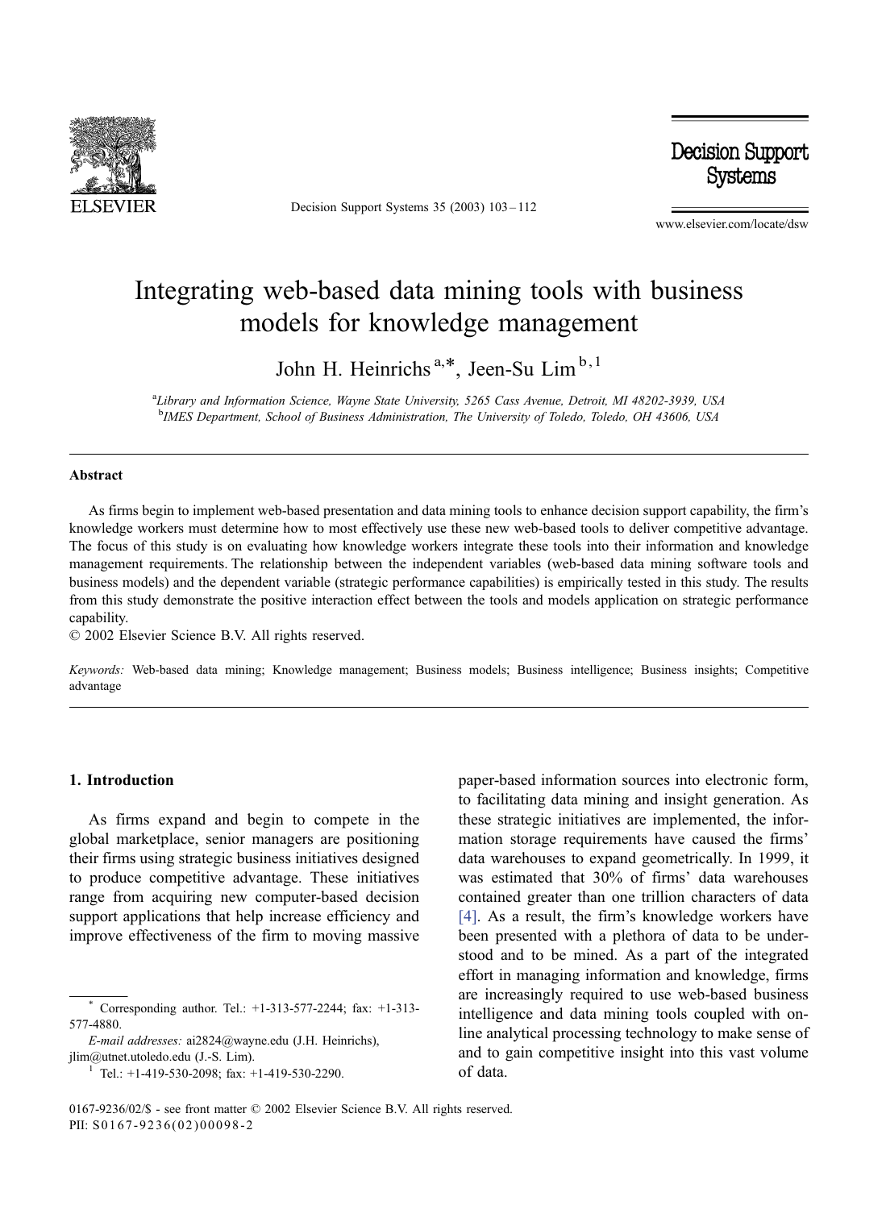# Integrating web-based data mining tools with business models for knowledge management

John H. Heinrichs[a,*], Jeen-Su Lim[b,1]

[a] *Library and Information Science, Wayne State University, 5265 Cass Avenue, Detroit, MI 48202-3939, USA*
[b] *IMES Department, School of Business Administration, The University of Toledo, Toledo, OH 43606, USA*

## Abstract

As firms begin to implement web-based presentation and data mining tools to enhance decision support capability, the firm's knowledge workers must determine how to most effectively use these new web-based tools to deliver competitive advantage. The focus of this study is on evaluating how knowledge workers integrate these tools into their information and knowledge management requirements. The relationship between the independent variables (web-based data mining software tools and business models) and the dependent variable (strategic performance capabilities) is empirically tested in this study. The results from this study demonstrate the positive interaction effect between the tools and models application on strategic performance capability.

© 2002 Elsevier Science B.V. All rights reserved.

*Keywords:* Web-based data mining; Knowledge management; Business models; Business intelligence; Business insights; Competitive advantage

## 1. Introduction

As firms expand and begin to compete in the global marketplace, senior managers are positioning their firms using strategic business initiatives designed to produce competitive advantage. These initiatives range from acquiring new computer-based decision support applications that help increase efficiency and improve effectiveness of the firm to moving massive paper-based information sources into electronic form, to facilitating data mining and insight generation. As these strategic initiatives are implemented, the information storage requirements have caused the firms' data warehouses to expand geometrically. In 1999, it was estimated that 30% of firms' data warehouses contained greater than one trillion characters of data [4]. As a result, the firm's knowledge workers have been presented with a plethora of data to be understood and to be mined. As a part of the integrated effort in managing information and knowledge, firms are increasingly required to use web-based business intelligence and data mining tools coupled with online analytical processing technology to make sense of and to gain competitive insight into this vast volume of data.

---

\* Corresponding author. Tel.: +1-313-577-2244; fax: +1-313-577-4880.

*E-mail addresses:* ai2824@wayne.edu (J.H. Heinrichs), jlim@utnet.utoledo.edu (J.-S. Lim).

[1] Tel.: +1-419-530-2098; fax: +1-419-530-2290.

0167-9236/02/$ - see front matter © 2002 Elsevier Science B.V. All rights reserved.
PII: S0167-9236(02)00098-2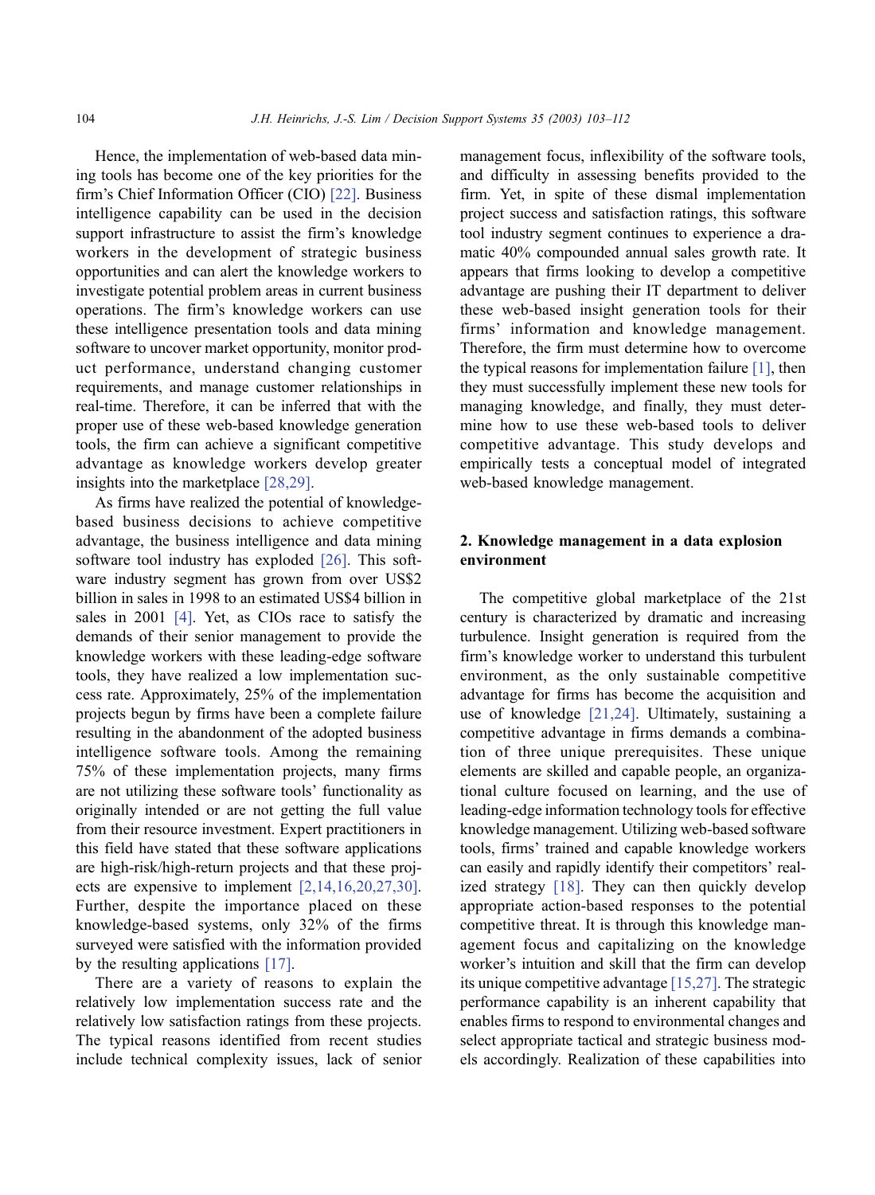Hence, the implementation of web-based data mining tools has become one of the key priorities for the firm's Chief Information Officer (CIO) [22]. Business intelligence capability can be used in the decision support infrastructure to assist the firm's knowledge workers in the development of strategic business opportunities and can alert the knowledge workers to investigate potential problem areas in current business operations. The firm's knowledge workers can use these intelligence presentation tools and data mining software to uncover market opportunity, monitor product performance, understand changing customer requirements, and manage customer relationships in real-time. Therefore, it can be inferred that with the proper use of these web-based knowledge generation tools, the firm can achieve a significant competitive advantage as knowledge workers develop greater insights into the marketplace [28,29].

As firms have realized the potential of knowledge-based business decisions to achieve competitive advantage, the business intelligence and data mining software tool industry has exploded [26]. This software industry segment has grown from over US$2 billion in sales in 1998 to an estimated US$4 billion in sales in 2001 [4]. Yet, as CIOs race to satisfy the demands of their senior management to provide the knowledge workers with these leading-edge software tools, they have realized a low implementation success rate. Approximately, 25% of the implementation projects begun by firms have been a complete failure resulting in the abandonment of the adopted business intelligence software tools. Among the remaining 75% of these implementation projects, many firms are not utilizing these software tools' functionality as originally intended or are not getting the full value from their resource investment. Expert practitioners in this field have stated that these software applications are high-risk/high-return projects and that these projects are expensive to implement [2,14,16,20,27,30]. Further, despite the importance placed on these knowledge-based systems, only 32% of the firms surveyed were satisfied with the information provided by the resulting applications [17].

There are a variety of reasons to explain the relatively low implementation success rate and the relatively low satisfaction ratings from these projects. The typical reasons identified from recent studies include technical complexity issues, lack of senior management focus, inflexibility of the software tools, and difficulty in assessing benefits provided to the firm. Yet, in spite of these dismal implementation project success and satisfaction ratings, this software tool industry segment continues to experience a dramatic 40% compounded annual sales growth rate. It appears that firms looking to develop a competitive advantage are pushing their IT department to deliver these web-based insight generation tools for their firms' information and knowledge management. Therefore, the firm must determine how to overcome the typical reasons for implementation failure [1], then they must successfully implement these new tools for managing knowledge, and finally, they must determine how to use these web-based tools to deliver competitive advantage. This study develops and empirically tests a conceptual model of integrated web-based knowledge management.

## 2. Knowledge management in a data explosion environment

The competitive global marketplace of the 21st century is characterized by dramatic and increasing turbulence. Insight generation is required from the firm's knowledge worker to understand this turbulent environment, as the only sustainable competitive advantage for firms has become the acquisition and use of knowledge [21,24]. Ultimately, sustaining a competitive advantage in firms demands a combination of three unique prerequisites. These unique elements are skilled and capable people, an organizational culture focused on learning, and the use of leading-edge information technology tools for effective knowledge management. Utilizing web-based software tools, firms' trained and capable knowledge workers can easily and rapidly identify their competitors' realized strategy [18]. They can then quickly develop appropriate action-based responses to the potential competitive threat. It is through this knowledge management focus and capitalizing on the knowledge worker's intuition and skill that the firm can develop its unique competitive advantage [15,27]. The strategic performance capability is an inherent capability that enables firms to respond to environmental changes and select appropriate tactical and strategic business models accordingly. Realization of these capabilities into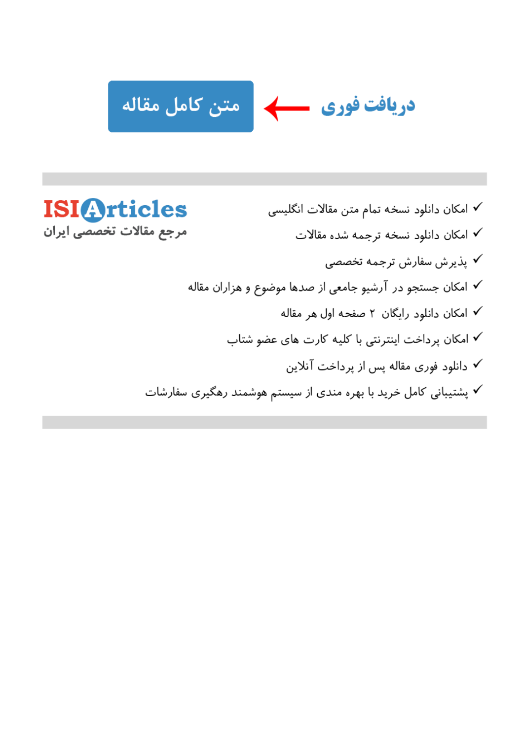دریافت فوری ← **متن کامل مقاله**

**ISIArticles**
مرجع مقالات تخصصی ایران

- ✓ امکان دانلود نسخه تمام متن مقالات انگلیسی
- ✓ امکان دانلود نسخه ترجمه شده مقالات
- ✓ پذیرش سفارش ترجمه تخصصی
- ✓ امکان جستجو در آرشیو جامعی از صدها موضوع و هزاران مقاله
- ✓ امکان دانلود رایگان ۲ صفحه اول هر مقاله
- ✓ امکان پرداخت اینترنتی با کلیه کارت های عضو شتاب
- ✓ دانلود فوری مقاله پس از پرداخت آنلاین
- ✓ پشتیبانی کامل خرید با بهره مندی از سیستم هوشمند رهگیری سفارشات